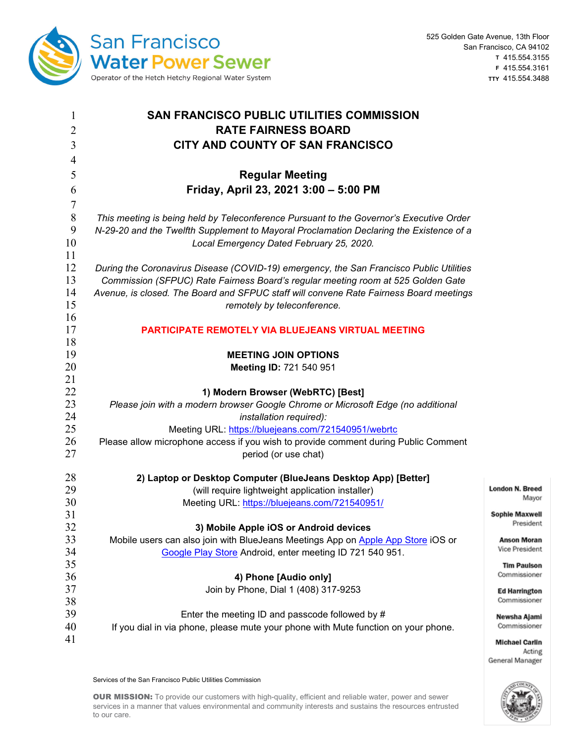San Francisco Water Power Sewer
Operator of the Hetch Hetchy Regional Water System

525 Golden Gate Avenue, 13th Floor
San Francisco, CA 94102
T 415.554.3155
F 415.554.3161
TTY 415.554.3488

# SAN FRANCISCO PUBLIC UTILITIES COMMISSION
# RATE FAIRNESS BOARD
# CITY AND COUNTY OF SAN FRANCISCO

## Regular Meeting
## Friday, April 23, 2021 3:00 – 5:00 PM

*This meeting is being held by Teleconference Pursuant to the Governor's Executive Order N-29-20 and the Twelfth Supplement to Mayoral Proclamation Declaring the Existence of a Local Emergency Dated February 25, 2020.*

*During the Coronavirus Disease (COVID-19) emergency, the San Francisco Public Utilities Commission (SFPUC) Rate Fairness Board's regular meeting room at 525 Golden Gate Avenue, is closed. The Board and SFPUC staff will convene Rate Fairness Board meetings remotely by teleconference.*

**PARTICIPATE REMOTELY VIA BLUEJEANS VIRTUAL MEETING**

**MEETING JOIN OPTIONS**
**Meeting ID:** 721 540 951

**1) Modern Browser (WebRTC) [Best]**
*Please join with a modern browser Google Chrome or Microsoft Edge (no additional installation required):*
Meeting URL: https://bluejeans.com/721540951/webrtc
Please allow microphone access if you wish to provide comment during Public Comment period (or use chat)

**2) Laptop or Desktop Computer (BlueJeans Desktop App) [Better]**
(will require lightweight application installer)
Meeting URL: https://bluejeans.com/721540951/

**3) Mobile Apple iOS or Android devices**
Mobile users can also join with BlueJeans Meetings App on Apple App Store iOS or Google Play Store Android, enter meeting ID 721 540 951.

**4) Phone [Audio only]**
Join by Phone, Dial 1 (408) 317-9253

Enter the meeting ID and passcode followed by #
If you dial in via phone, please mute your phone with Mute function on your phone.

**London N. Breed**, Mayor
**Sophie Maxwell**, President
**Anson Moran**, Vice President
**Tim Paulson**, Commissioner
**Ed Harrington**, Commissioner
**Newsha Ajami**, Commissioner
**Michael Carlin**, Acting General Manager

Services of the San Francisco Public Utilities Commission

**OUR MISSION:** To provide our customers with high-quality, efficient and reliable water, power and sewer services in a manner that values environmental and community interests and sustains the resources entrusted to our care.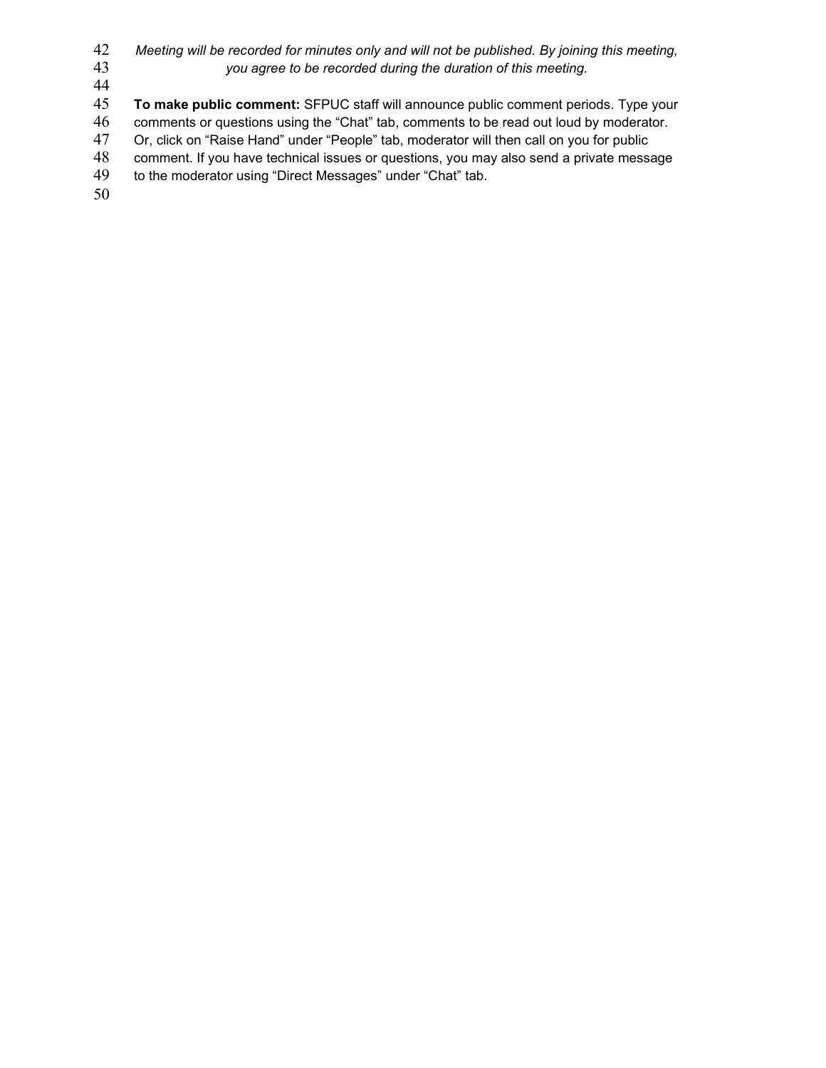*Meeting will be recorded for minutes only and will not be published. By joining this meeting, you agree to be recorded during the duration of this meeting.*

**To make public comment:** SFPUC staff will announce public comment periods. Type your comments or questions using the “Chat” tab, comments to be read out loud by moderator. Or, click on “Raise Hand” under “People” tab, moderator will then call on you for public comment. If you have technical issues or questions, you may also send a private message to the moderator using “Direct Messages” under “Chat” tab.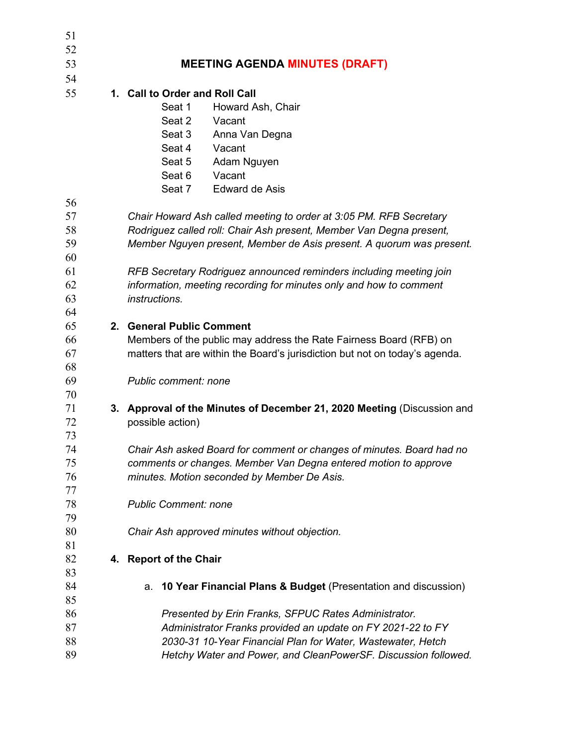## MEETING AGENDA MINUTES (DRAFT)

**1. Call to Order and Roll Call**

| | |
|---|---|
| Seat 1 | Howard Ash, Chair |
| Seat 2 | Vacant |
| Seat 3 | Anna Van Degna |
| Seat 4 | Vacant |
| Seat 5 | Adam Nguyen |
| Seat 6 | Vacant |
| Seat 7 | Edward de Asis |

*Chair Howard Ash called meeting to order at 3:05 PM. RFB Secretary Rodriguez called roll: Chair Ash present, Member Van Degna present, Member Nguyen present, Member de Asis present. A quorum was present.*

*RFB Secretary Rodriguez announced reminders including meeting join information, meeting recording for minutes only and how to comment instructions.*

**2. General Public Comment**

Members of the public may address the Rate Fairness Board (RFB) on matters that are within the Board's jurisdiction but not on today's agenda.

*Public comment: none*

**3. Approval of the Minutes of December 21, 2020 Meeting** (Discussion and possible action)

*Chair Ash asked Board for comment or changes of minutes. Board had no comments or changes. Member Van Degna entered motion to approve minutes. Motion seconded by Member De Asis.*

*Public Comment: none*

*Chair Ash approved minutes without objection.*

**4. Report of the Chair**

a. **10 Year Financial Plans & Budget** (Presentation and discussion)

*Presented by Erin Franks, SFPUC Rates Administrator. Administrator Franks provided an update on FY 2021-22 to FY 2030-31 10-Year Financial Plan for Water, Wastewater, Hetch Hetchy Water and Power, and CleanPowerSF. Discussion followed.*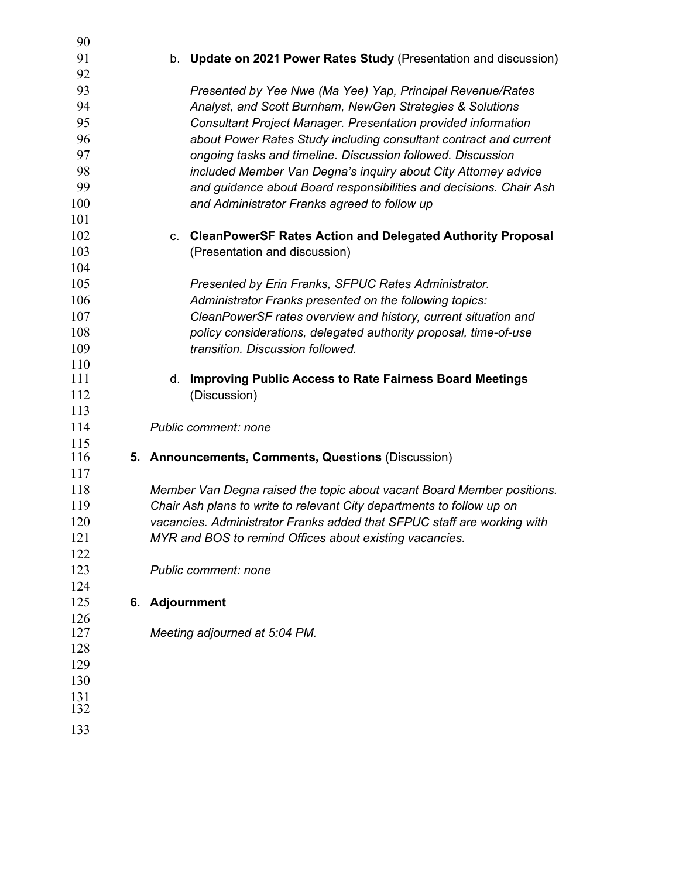b. **Update on 2021 Power Rates Study** (Presentation and discussion)

   *Presented by Yee Nwe (Ma Yee) Yap, Principal Revenue/Rates Analyst, and Scott Burnham, NewGen Strategies & Solutions Consultant Project Manager. Presentation provided information about Power Rates Study including consultant contract and current ongoing tasks and timeline. Discussion followed. Discussion included Member Van Degna's inquiry about City Attorney advice and guidance about Board responsibilities and decisions. Chair Ash and Administrator Franks agreed to follow up*

c. **CleanPowerSF Rates Action and Delegated Authority Proposal** (Presentation and discussion)

   *Presented by Erin Franks, SFPUC Rates Administrator. Administrator Franks presented on the following topics: CleanPowerSF rates overview and history, current situation and policy considerations, delegated authority proposal, time-of-use transition. Discussion followed.*

d. **Improving Public Access to Rate Fairness Board Meetings** (Discussion)

*Public comment: none*

**5. Announcements, Comments, Questions** (Discussion)

*Member Van Degna raised the topic about vacant Board Member positions. Chair Ash plans to write to relevant City departments to follow up on vacancies. Administrator Franks added that SFPUC staff are working with MYR and BOS to remind Offices about existing vacancies.*

*Public comment: none*

**6. Adjournment**

*Meeting adjourned at 5:04 PM.*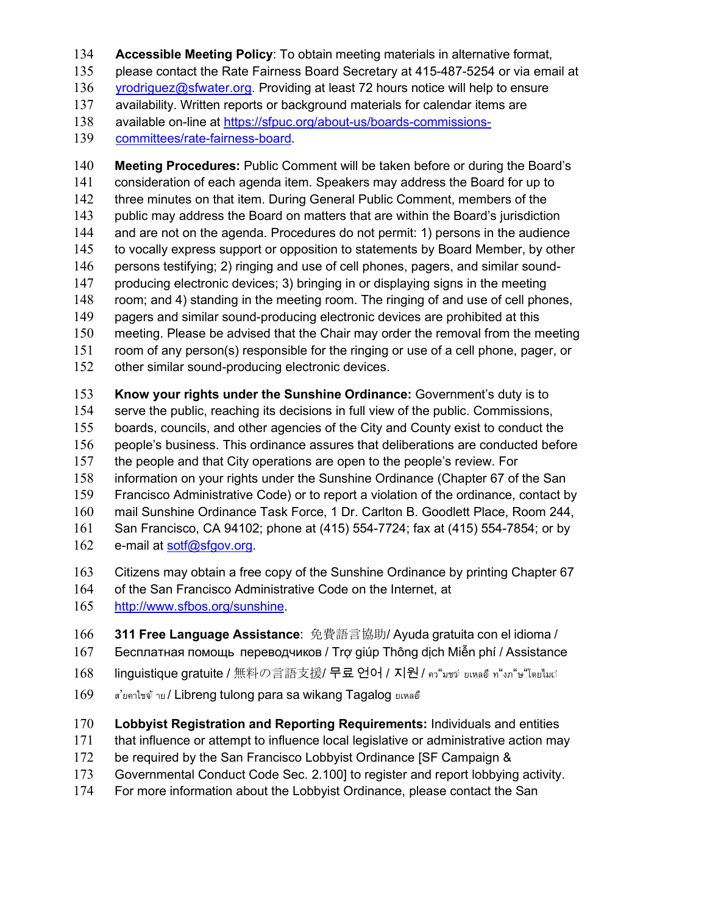**Accessible Meeting Policy**: To obtain meeting materials in alternative format, please contact the Rate Fairness Board Secretary at 415-487-5254 or via email at yrodriguez@sfwater.org. Providing at least 72 hours notice will help to ensure availability. Written reports or background materials for calendar items are available on-line at https://sfpuc.org/about-us/boards-commissions-committees/rate-fairness-board.

**Meeting Procedures:** Public Comment will be taken before or during the Board's consideration of each agenda item. Speakers may address the Board for up to three minutes on that item. During General Public Comment, members of the public may address the Board on matters that are within the Board's jurisdiction and are not on the agenda. Procedures do not permit: 1) persons in the audience to vocally express support or opposition to statements by Board Member, by other persons testifying; 2) ringing and use of cell phones, pagers, and similar sound-producing electronic devices; 3) bringing in or displaying signs in the meeting room; and 4) standing in the meeting room. The ringing of and use of cell phones, pagers and similar sound-producing electronic devices are prohibited at this meeting. Please be advised that the Chair may order the removal from the meeting room of any person(s) responsible for the ringing or use of a cell phone, pager, or other similar sound-producing electronic devices.

**Know your rights under the Sunshine Ordinance:** Government's duty is to serve the public, reaching its decisions in full view of the public. Commissions, boards, councils, and other agencies of the City and County exist to conduct the people's business. This ordinance assures that deliberations are conducted before the people and that City operations are open to the people's review. For information on your rights under the Sunshine Ordinance (Chapter 67 of the San Francisco Administrative Code) or to report a violation of the ordinance, contact by mail Sunshine Ordinance Task Force, 1 Dr. Carlton B. Goodlett Place, Room 244, San Francisco, CA 94102; phone at (415) 554-7724; fax at (415) 554-7854; or by e-mail at sotf@sfgov.org.

Citizens may obtain a free copy of the Sunshine Ordinance by printing Chapter 67 of the San Francisco Administrative Code on the Internet, at http://www.sfbos.org/sunshine.

**311 Free Language Assistance**: 免費語言協助/ Ayuda gratuita con el idioma / Бесплатная помощь переводчиков / Trợ giúp Thông dịch Miễn phí / Assistance linguistique gratuite / 無料の言語支援/ 무료 언어 / 지원 / คว"มชว่ ยเหลอื ท"งภ"ษ"โดยไมเ่ ส่ยคาใชจ้ าย / Libreng tulong para sa wikang Tagalog ยเหลอื

**Lobbyist Registration and Reporting Requirements:** Individuals and entities that influence or attempt to influence local legislative or administrative action may be required by the San Francisco Lobbyist Ordinance [SF Campaign & Governmental Conduct Code Sec. 2.100] to register and report lobbying activity. For more information about the Lobbyist Ordinance, please contact the San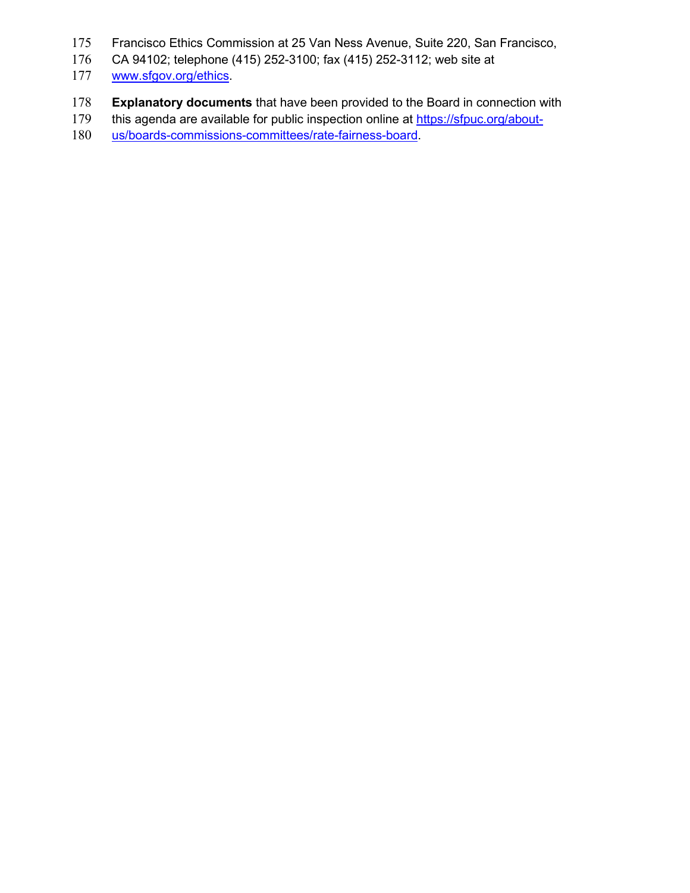Francisco Ethics Commission at 25 Van Ness Avenue, Suite 220, San Francisco, CA 94102; telephone (415) 252-3100; fax (415) 252-3112; web site at www.sfgov.org/ethics.

**Explanatory documents** that have been provided to the Board in connection with this agenda are available for public inspection online at https://sfpuc.org/about-us/boards-commissions-committees/rate-fairness-board.